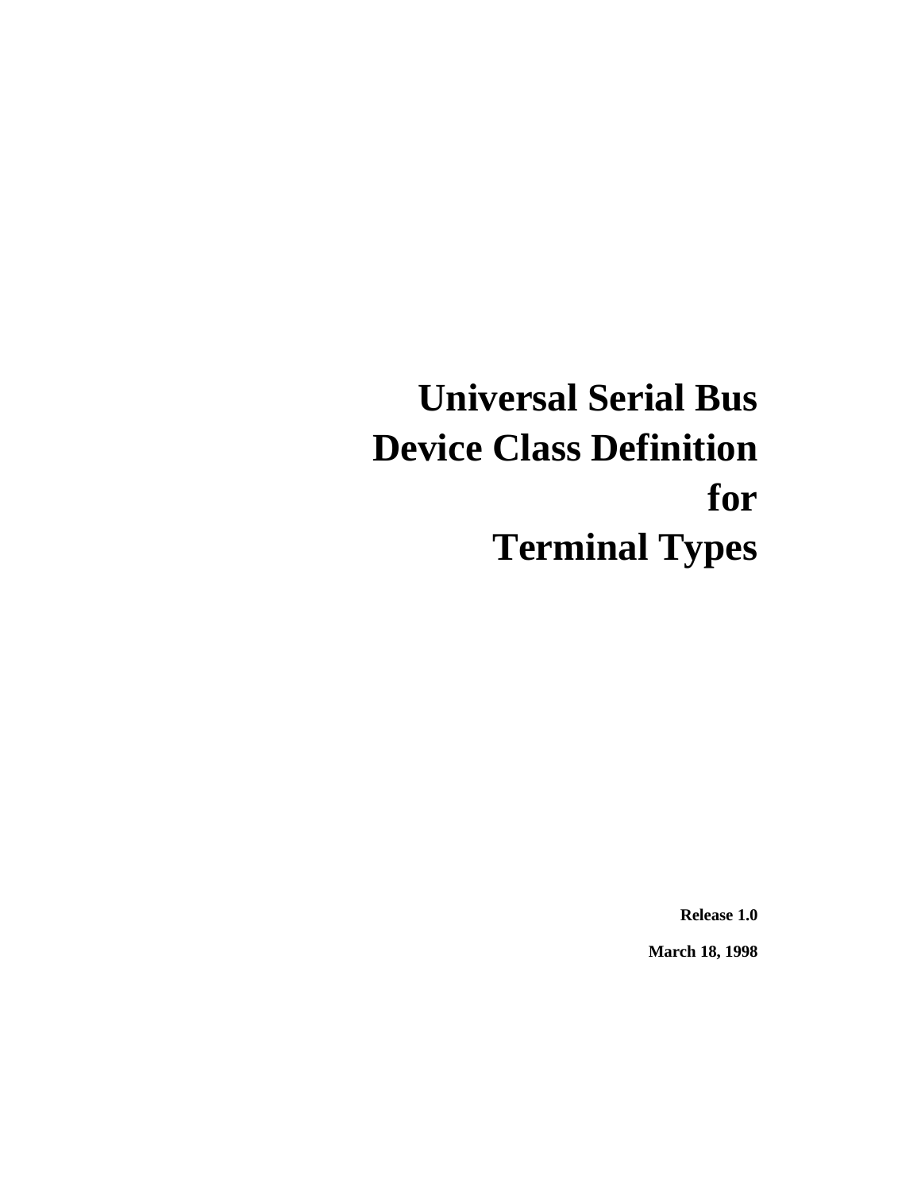# Universal Serial Bus Device Class Definition for Terminal Types

**Release 1.0**

**March 18, 1998**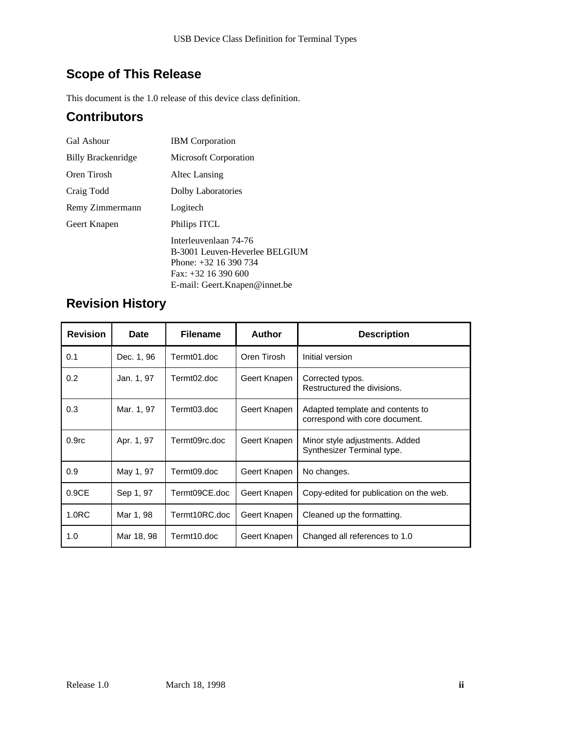## Scope of This Release

This document is the 1.0 release of this device class definition.

## Contributors

| | |
|---|---|
| Gal Ashour | IBM Corporation |
| Billy Brackenridge | Microsoft Corporation |
| Oren Tirosh | Altec Lansing |
| Craig Todd | Dolby Laboratories |
| Remy Zimmermann | Logitech |
| Geert Knapen | Philips ITCL |
| | Interleuvenlaan 74-76<br>B-3001 Leuven-Heverlee BELGIUM<br>Phone: +32 16 390 734<br>Fax: +32 16 390 600<br>E-mail: Geert.Knapen@innet.be |

## Revision History

| Revision | Date | Filename | Author | Description |
|---|---|---|---|---|
| 0.1 | Dec. 1, 96 | Termt01.doc | Oren Tirosh | Initial version |
| 0.2 | Jan. 1, 97 | Termt02.doc | Geert Knapen | Corrected typos.<br>Restructured the divisions. |
| 0.3 | Mar. 1, 97 | Termt03.doc | Geert Knapen | Adapted template and contents to correspond with core document. |
| 0.9rc | Apr. 1, 97 | Termt09rc.doc | Geert Knapen | Minor style adjustments. Added Synthesizer Terminal type. |
| 0.9 | May 1, 97 | Termt09.doc | Geert Knapen | No changes. |
| 0.9CE | Sep 1, 97 | Termt09CE.doc | Geert Knapen | Copy-edited for publication on the web. |
| 1.0RC | Mar 1, 98 | Termt10RC.doc | Geert Knapen | Cleaned up the formatting. |
| 1.0 | Mar 18, 98 | Termt10.doc | Geert Knapen | Changed all references to 1.0 |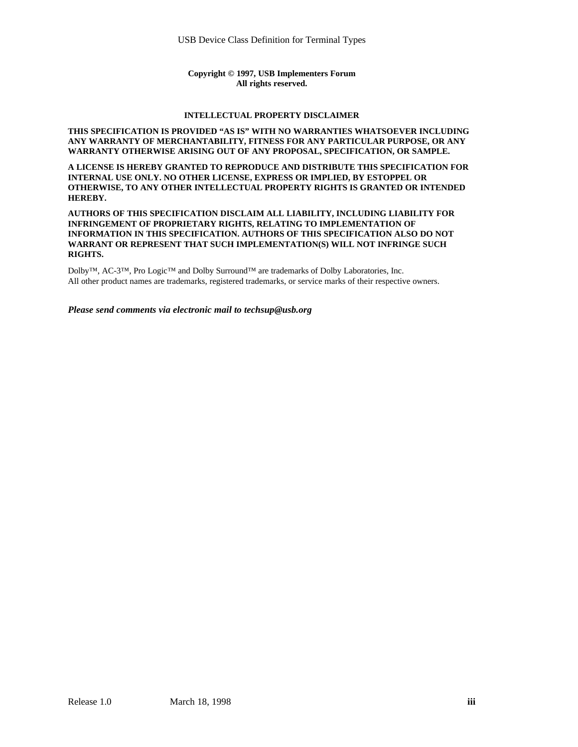**Copyright © 1997, USB Implementers Forum**
**All rights reserved.**

**INTELLECTUAL PROPERTY DISCLAIMER**

**THIS SPECIFICATION IS PROVIDED "AS IS" WITH NO WARRANTIES WHATSOEVER INCLUDING ANY WARRANTY OF MERCHANTABILITY, FITNESS FOR ANY PARTICULAR PURPOSE, OR ANY WARRANTY OTHERWISE ARISING OUT OF ANY PROPOSAL, SPECIFICATION, OR SAMPLE.**

**A LICENSE IS HEREBY GRANTED TO REPRODUCE AND DISTRIBUTE THIS SPECIFICATION FOR INTERNAL USE ONLY. NO OTHER LICENSE, EXPRESS OR IMPLIED, BY ESTOPPEL OR OTHERWISE, TO ANY OTHER INTELLECTUAL PROPERTY RIGHTS IS GRANTED OR INTENDED HEREBY.**

**AUTHORS OF THIS SPECIFICATION DISCLAIM ALL LIABILITY, INCLUDING LIABILITY FOR INFRINGEMENT OF PROPRIETARY RIGHTS, RELATING TO IMPLEMENTATION OF INFORMATION IN THIS SPECIFICATION. AUTHORS OF THIS SPECIFICATION ALSO DO NOT WARRANT OR REPRESENT THAT SUCH IMPLEMENTATION(S) WILL NOT INFRINGE SUCH RIGHTS.**

Dolby™, AC-3™, Pro Logic™ and Dolby Surround™ are trademarks of Dolby Laboratories, Inc.
All other product names are trademarks, registered trademarks, or service marks of their respective owners.

***Please send comments via electronic mail to techsup@usb.org***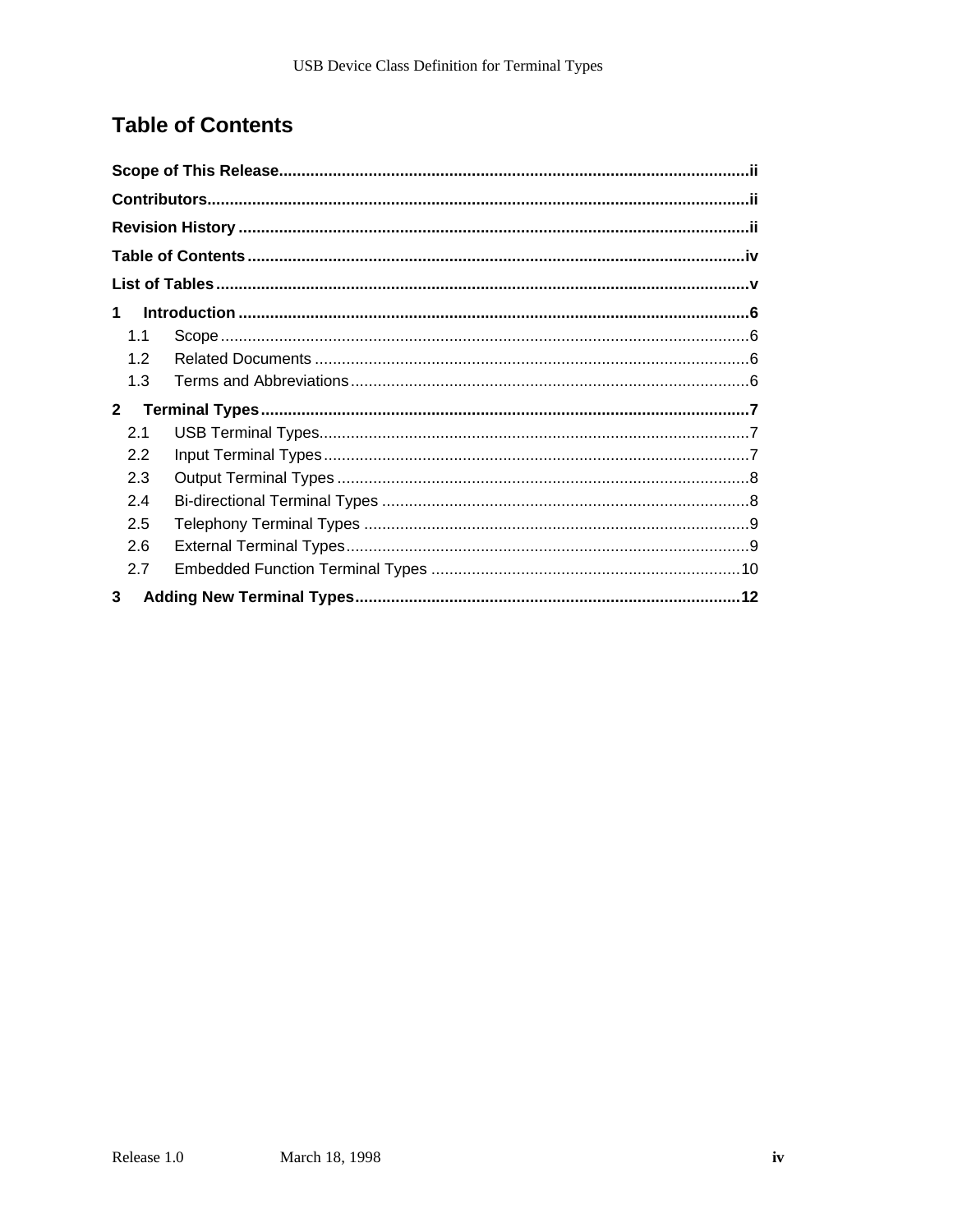# Table of Contents

**Scope of This Release** ........ ii

**Contributors** ........ ii

**Revision History** ........ ii

**Table of Contents** ........ iv

**List of Tables** ........ v

**1 Introduction** ........ 6

- 1.1 Scope ........ 6
- 1.2 Related Documents ........ 6
- 1.3 Terms and Abbreviations ........ 6

**2 Terminal Types** ........ 7

- 2.1 USB Terminal Types ........ 7
- 2.2 Input Terminal Types ........ 7
- 2.3 Output Terminal Types ........ 8
- 2.4 Bi-directional Terminal Types ........ 8
- 2.5 Telephony Terminal Types ........ 9
- 2.6 External Terminal Types ........ 9
- 2.7 Embedded Function Terminal Types ........ 10

**3 Adding New Terminal Types** ........ 12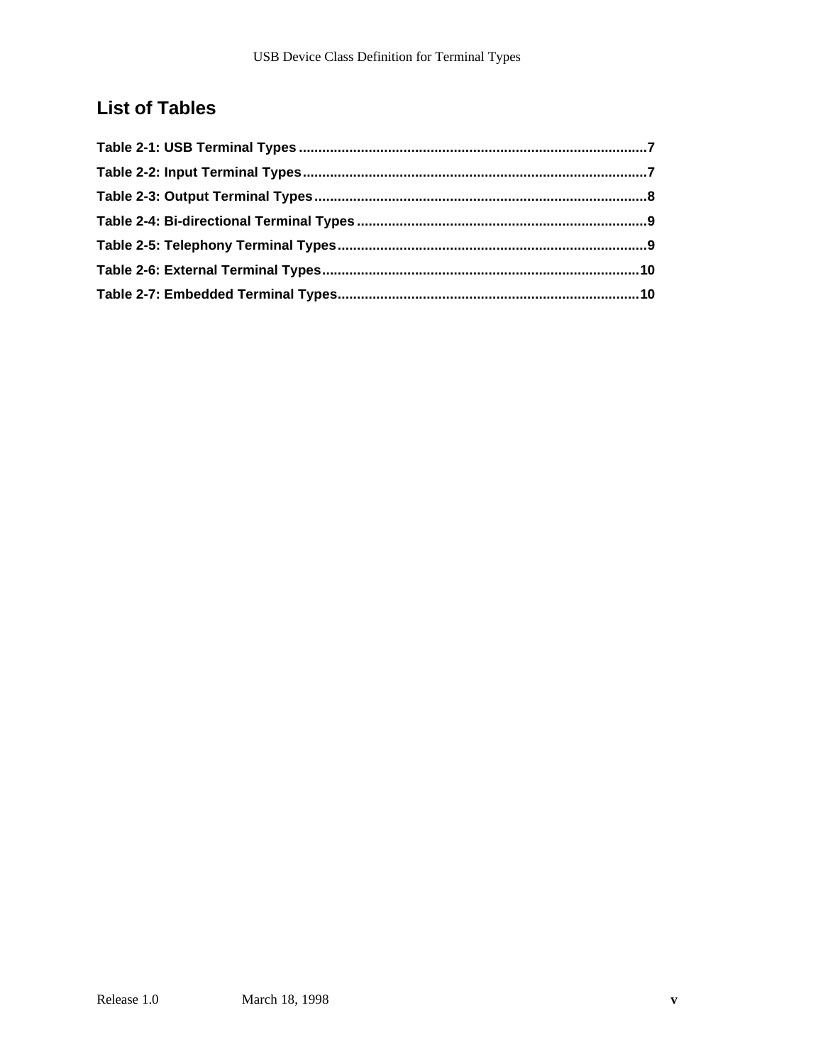## List of Tables

Table 2-1: USB Terminal Types ......................................................................................... 7

Table 2-2: Input Terminal Types ........................................................................................ 7

Table 2-3: Output Terminal Types ...................................................................................... 8

Table 2-4: Bi-directional Terminal Types ........................................................................... 9

Table 2-5: Telephony Terminal Types ................................................................................ 9

Table 2-6: External Terminal Types .................................................................................. 10

Table 2-7: Embedded Terminal Types .............................................................................. 10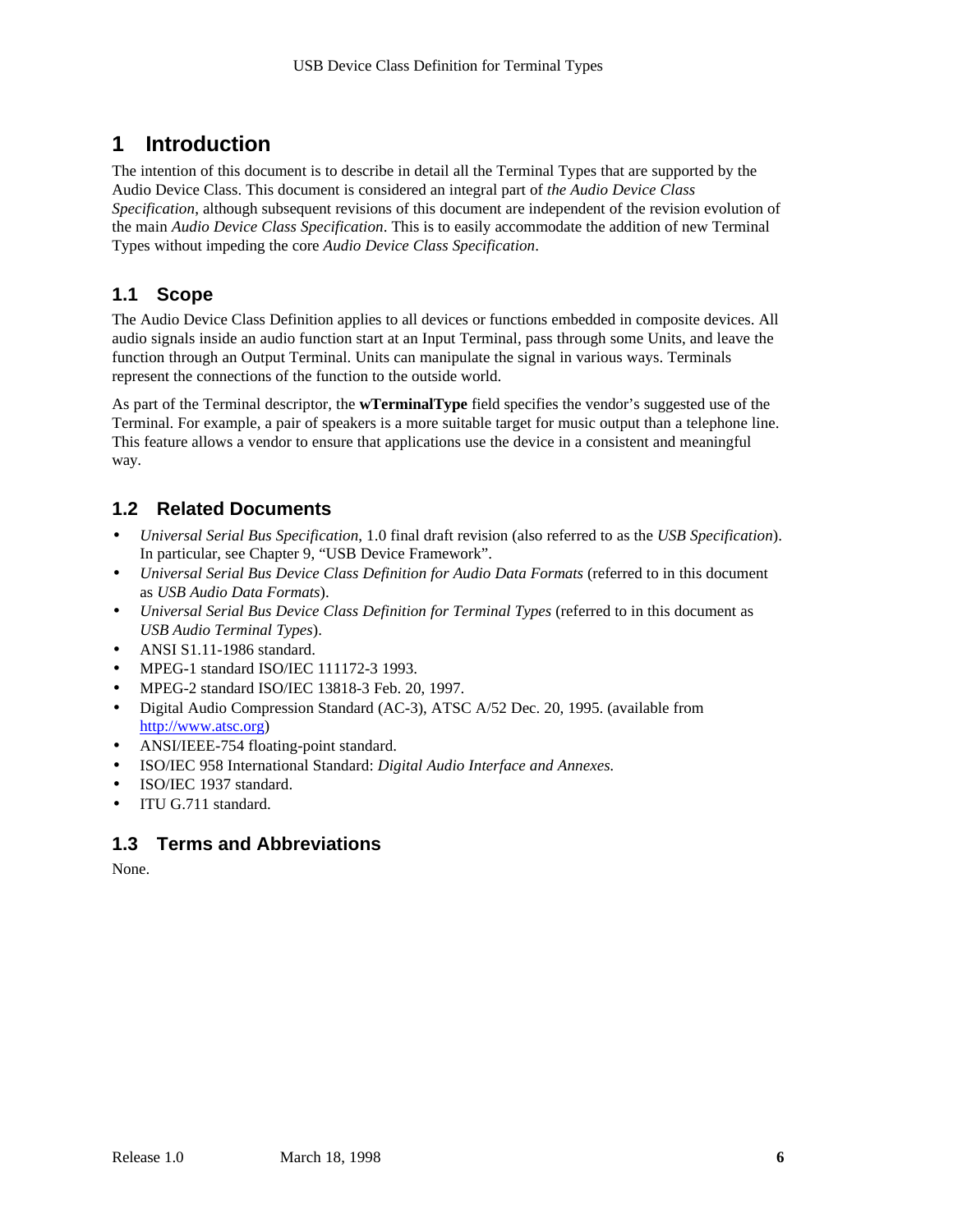# 1 Introduction

The intention of this document is to describe in detail all the Terminal Types that are supported by the Audio Device Class. This document is considered an integral part of *the Audio Device Class Specification*, although subsequent revisions of this document are independent of the revision evolution of the main *Audio Device Class Specification*. This is to easily accommodate the addition of new Terminal Types without impeding the core *Audio Device Class Specification*.

## 1.1 Scope

The Audio Device Class Definition applies to all devices or functions embedded in composite devices. All audio signals inside an audio function start at an Input Terminal, pass through some Units, and leave the function through an Output Terminal. Units can manipulate the signal in various ways. Terminals represent the connections of the function to the outside world.

As part of the Terminal descriptor, the **wTerminalType** field specifies the vendor's suggested use of the Terminal. For example, a pair of speakers is a more suitable target for music output than a telephone line. This feature allows a vendor to ensure that applications use the device in a consistent and meaningful way.

## 1.2 Related Documents

- *Universal Serial Bus Specification*, 1.0 final draft revision (also referred to as the *USB Specification*). In particular, see Chapter 9, "USB Device Framework".
- *Universal Serial Bus Device Class Definition for Audio Data Formats* (referred to in this document as *USB Audio Data Formats*).
- *Universal Serial Bus Device Class Definition for Terminal Types* (referred to in this document as *USB Audio Terminal Types*).
- ANSI S1.11-1986 standard.
- MPEG-1 standard ISO/IEC 111172-3 1993.
- MPEG-2 standard ISO/IEC 13818-3 Feb. 20, 1997.
- Digital Audio Compression Standard (AC-3), ATSC A/52 Dec. 20, 1995. (available from http://www.atsc.org)
- ANSI/IEEE-754 floating-point standard.
- ISO/IEC 958 International Standard: *Digital Audio Interface and Annexes.*
- ISO/IEC 1937 standard.
- ITU G.711 standard.

## 1.3 Terms and Abbreviations

None.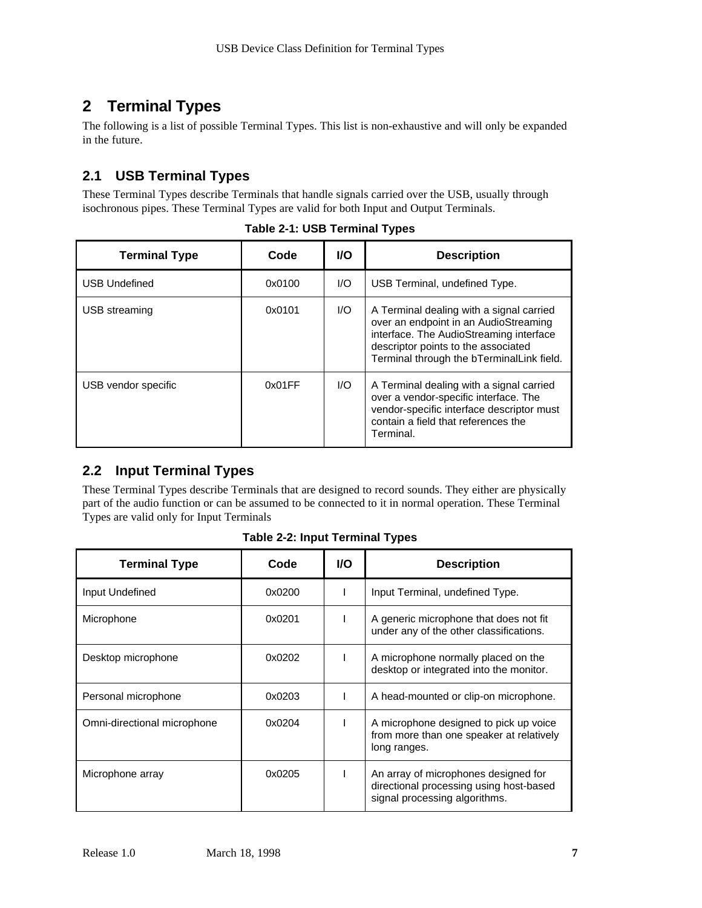# 2 Terminal Types

The following is a list of possible Terminal Types. This list is non-exhaustive and will only be expanded in the future.

## 2.1 USB Terminal Types

These Terminal Types describe Terminals that handle signals carried over the USB, usually through isochronous pipes. These Terminal Types are valid for both Input and Output Terminals.

**Table 2-1: USB Terminal Types**

| Terminal Type | Code | I/O | Description |
|---|---|---|---|
| USB Undefined | 0x0100 | I/O | USB Terminal, undefined Type. |
| USB streaming | 0x0101 | I/O | A Terminal dealing with a signal carried over an endpoint in an AudioStreaming interface. The AudioStreaming interface descriptor points to the associated Terminal through the bTerminalLink field. |
| USB vendor specific | 0x01FF | I/O | A Terminal dealing with a signal carried over a vendor-specific interface. The vendor-specific interface descriptor must contain a field that references the Terminal. |

## 2.2 Input Terminal Types

These Terminal Types describe Terminals that are designed to record sounds. They either are physically part of the audio function or can be assumed to be connected to it in normal operation. These Terminal Types are valid only for Input Terminals

**Table 2-2: Input Terminal Types**

| Terminal Type | Code | I/O | Description |
|---|---|---|---|
| Input Undefined | 0x0200 | I | Input Terminal, undefined Type. |
| Microphone | 0x0201 | I | A generic microphone that does not fit under any of the other classifications. |
| Desktop microphone | 0x0202 | I | A microphone normally placed on the desktop or integrated into the monitor. |
| Personal microphone | 0x0203 | I | A head-mounted or clip-on microphone. |
| Omni-directional microphone | 0x0204 | I | A microphone designed to pick up voice from more than one speaker at relatively long ranges. |
| Microphone array | 0x0205 | I | An array of microphones designed for directional processing using host-based signal processing algorithms. |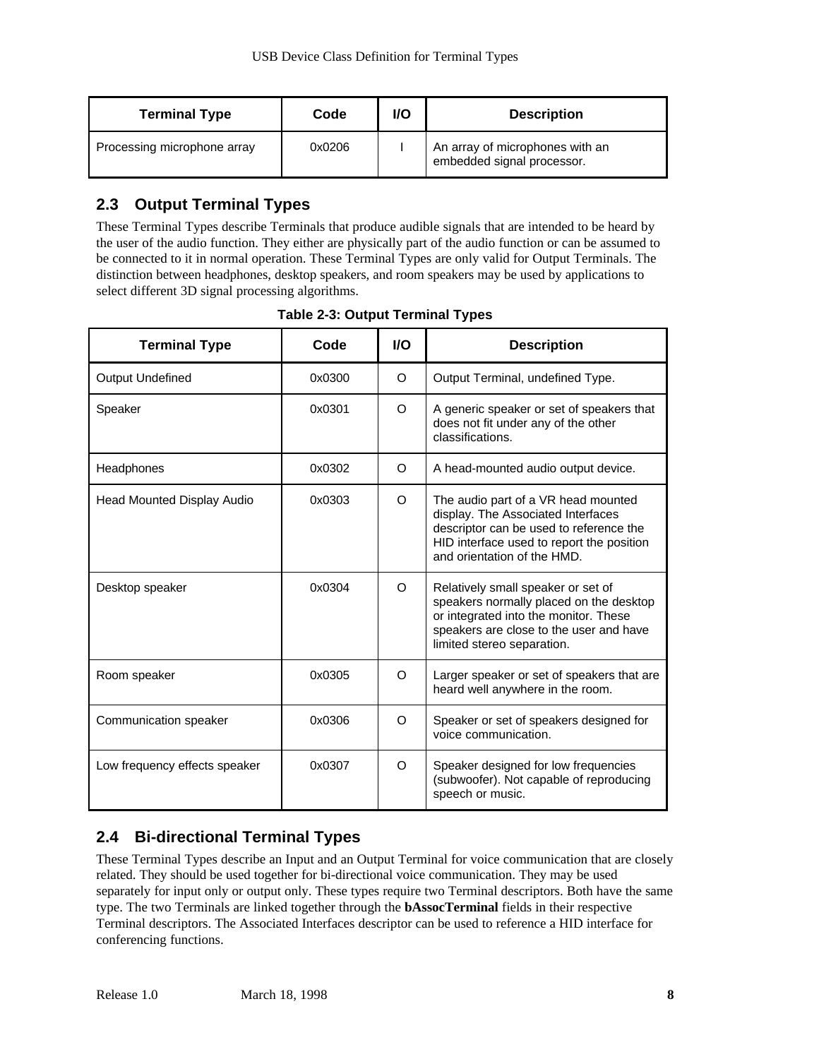| Terminal Type | Code | I/O | Description |
| --- | --- | --- | --- |
| Processing microphone array | 0x0206 | I | An array of microphones with an embedded signal processor. |

## 2.3 Output Terminal Types

These Terminal Types describe Terminals that produce audible signals that are intended to be heard by the user of the audio function. They either are physically part of the audio function or can be assumed to be connected to it in normal operation. These Terminal Types are only valid for Output Terminals. The distinction between headphones, desktop speakers, and room speakers may be used by applications to select different 3D signal processing algorithms.

**Table 2-3: Output Terminal Types**

| Terminal Type | Code | I/O | Description |
| --- | --- | --- | --- |
| Output Undefined | 0x0300 | O | Output Terminal, undefined Type. |
| Speaker | 0x0301 | O | A generic speaker or set of speakers that does not fit under any of the other classifications. |
| Headphones | 0x0302 | O | A head-mounted audio output device. |
| Head Mounted Display Audio | 0x0303 | O | The audio part of a VR head mounted display. The Associated Interfaces descriptor can be used to reference the HID interface used to report the position and orientation of the HMD. |
| Desktop speaker | 0x0304 | O | Relatively small speaker or set of speakers normally placed on the desktop or integrated into the monitor. These speakers are close to the user and have limited stereo separation. |
| Room speaker | 0x0305 | O | Larger speaker or set of speakers that are heard well anywhere in the room. |
| Communication speaker | 0x0306 | O | Speaker or set of speakers designed for voice communication. |
| Low frequency effects speaker | 0x0307 | O | Speaker designed for low frequencies (subwoofer). Not capable of reproducing speech or music. |

## 2.4 Bi-directional Terminal Types

These Terminal Types describe an Input and an Output Terminal for voice communication that are closely related. They should be used together for bi-directional voice communication. They may be used separately for input only or output only. These types require two Terminal descriptors. Both have the same type. The two Terminals are linked together through the **bAssocTerminal** fields in their respective Terminal descriptors. The Associated Interfaces descriptor can be used to reference a HID interface for conferencing functions.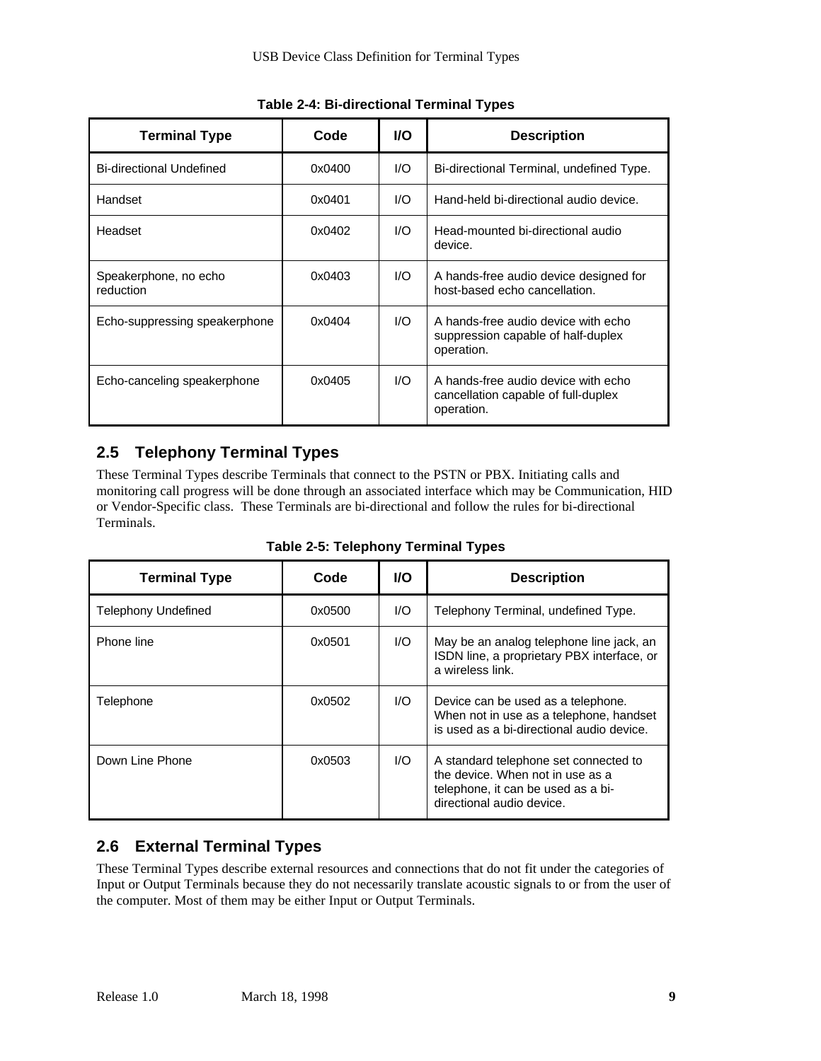**Table 2-4: Bi-directional Terminal Types**

| Terminal Type | Code | I/O | Description |
|---|---|---|---|
| Bi-directional Undefined | 0x0400 | I/O | Bi-directional Terminal, undefined Type. |
| Handset | 0x0401 | I/O | Hand-held bi-directional audio device. |
| Headset | 0x0402 | I/O | Head-mounted bi-directional audio device. |
| Speakerphone, no echo reduction | 0x0403 | I/O | A hands-free audio device designed for host-based echo cancellation. |
| Echo-suppressing speakerphone | 0x0404 | I/O | A hands-free audio device with echo suppression capable of half-duplex operation. |
| Echo-canceling speakerphone | 0x0405 | I/O | A hands-free audio device with echo cancellation capable of full-duplex operation. |

## 2.5 Telephony Terminal Types

These Terminal Types describe Terminals that connect to the PSTN or PBX. Initiating calls and monitoring call progress will be done through an associated interface which may be Communication, HID or Vendor-Specific class. These Terminals are bi-directional and follow the rules for bi-directional Terminals.

**Table 2-5: Telephony Terminal Types**

| Terminal Type | Code | I/O | Description |
|---|---|---|---|
| Telephony Undefined | 0x0500 | I/O | Telephony Terminal, undefined Type. |
| Phone line | 0x0501 | I/O | May be an analog telephone line jack, an ISDN line, a proprietary PBX interface, or a wireless link. |
| Telephone | 0x0502 | I/O | Device can be used as a telephone. When not in use as a telephone, handset is used as a bi-directional audio device. |
| Down Line Phone | 0x0503 | I/O | A standard telephone set connected to the device. When not in use as a telephone, it can be used as a bi-directional audio device. |

## 2.6 External Terminal Types

These Terminal Types describe external resources and connections that do not fit under the categories of Input or Output Terminals because they do not necessarily translate acoustic signals to or from the user of the computer. Most of them may be either Input or Output Terminals.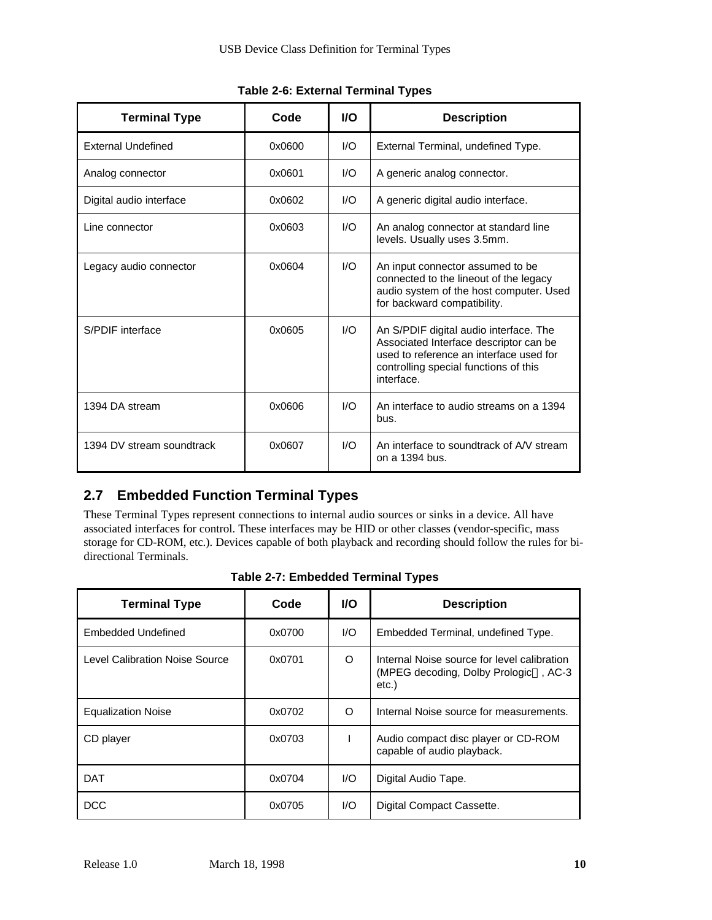**Table 2-6: External Terminal Types**

| Terminal Type | Code | I/O | Description |
|---|---|---|---|
| External Undefined | 0x0600 | I/O | External Terminal, undefined Type. |
| Analog connector | 0x0601 | I/O | A generic analog connector. |
| Digital audio interface | 0x0602 | I/O | A generic digital audio interface. |
| Line connector | 0x0603 | I/O | An analog connector at standard line levels. Usually uses 3.5mm. |
| Legacy audio connector | 0x0604 | I/O | An input connector assumed to be connected to the lineout of the legacy audio system of the host computer. Used for backward compatibility. |
| S/PDIF interface | 0x0605 | I/O | An S/PDIF digital audio interface. The Associated Interface descriptor can be used to reference an interface used for controlling special functions of this interface. |
| 1394 DA stream | 0x0606 | I/O | An interface to audio streams on a 1394 bus. |
| 1394 DV stream soundtrack | 0x0607 | I/O | An interface to soundtrack of A/V stream on a 1394 bus. |

## 2.7 Embedded Function Terminal Types

These Terminal Types represent connections to internal audio sources or sinks in a device. All have associated interfaces for control. These interfaces may be HID or other classes (vendor-specific, mass storage for CD-ROM, etc.). Devices capable of both playback and recording should follow the rules for bi-directional Terminals.

**Table 2-7: Embedded Terminal Types**

| Terminal Type | Code | I/O | Description |
|---|---|---|---|
| Embedded Undefined | 0x0700 | I/O | Embedded Terminal, undefined Type. |
| Level Calibration Noise Source | 0x0701 | O | Internal Noise source for level calibration (MPEG decoding, Dolby Prologic™, AC-3 etc.) |
| Equalization Noise | 0x0702 | O | Internal Noise source for measurements. |
| CD player | 0x0703 | I | Audio compact disc player or CD-ROM capable of audio playback. |
| DAT | 0x0704 | I/O | Digital Audio Tape. |
| DCC | 0x0705 | I/O | Digital Compact Cassette. |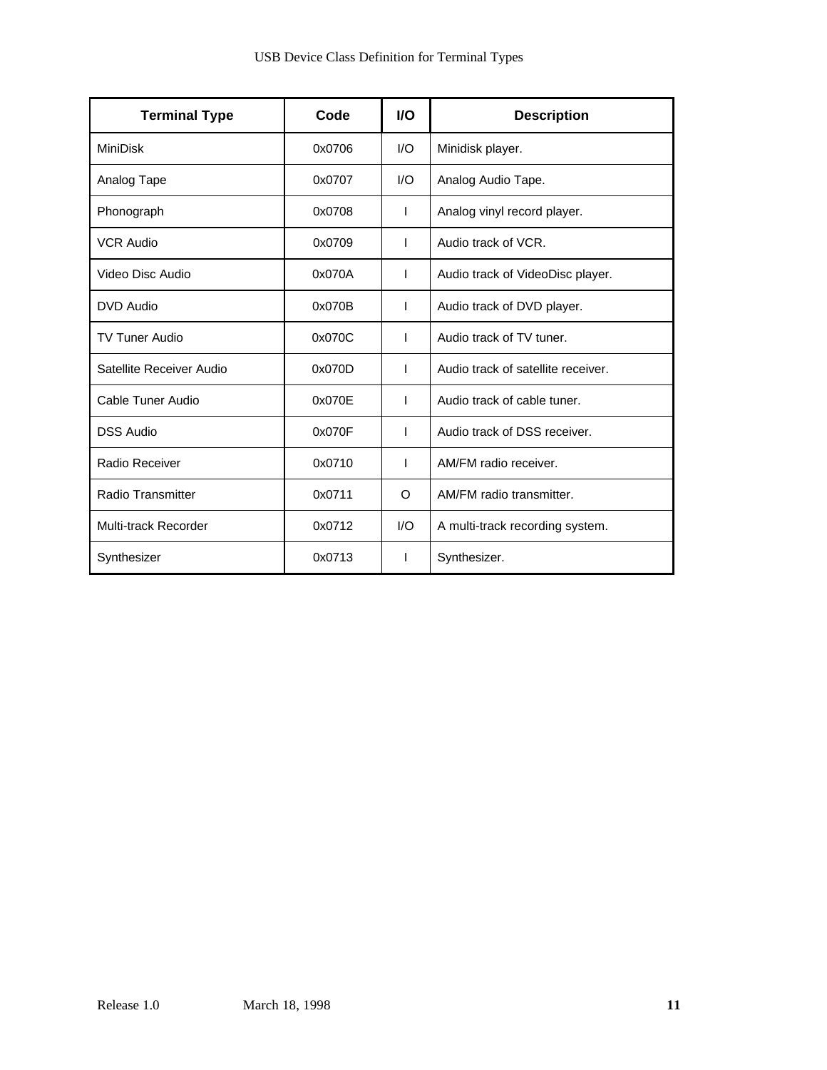| Terminal Type | Code | I/O | Description |
|---|---|---|---|
| MiniDisk | 0x0706 | I/O | Minidisk player. |
| Analog Tape | 0x0707 | I/O | Analog Audio Tape. |
| Phonograph | 0x0708 | I | Analog vinyl record player. |
| VCR Audio | 0x0709 | I | Audio track of VCR. |
| Video Disc Audio | 0x070A | I | Audio track of VideoDisc player. |
| DVD Audio | 0x070B | I | Audio track of DVD player. |
| TV Tuner Audio | 0x070C | I | Audio track of TV tuner. |
| Satellite Receiver Audio | 0x070D | I | Audio track of satellite receiver. |
| Cable Tuner Audio | 0x070E | I | Audio track of cable tuner. |
| DSS Audio | 0x070F | I | Audio track of DSS receiver. |
| Radio Receiver | 0x0710 | I | AM/FM radio receiver. |
| Radio Transmitter | 0x0711 | O | AM/FM radio transmitter. |
| Multi-track Recorder | 0x0712 | I/O | A multi-track recording system. |
| Synthesizer | 0x0713 | I | Synthesizer. |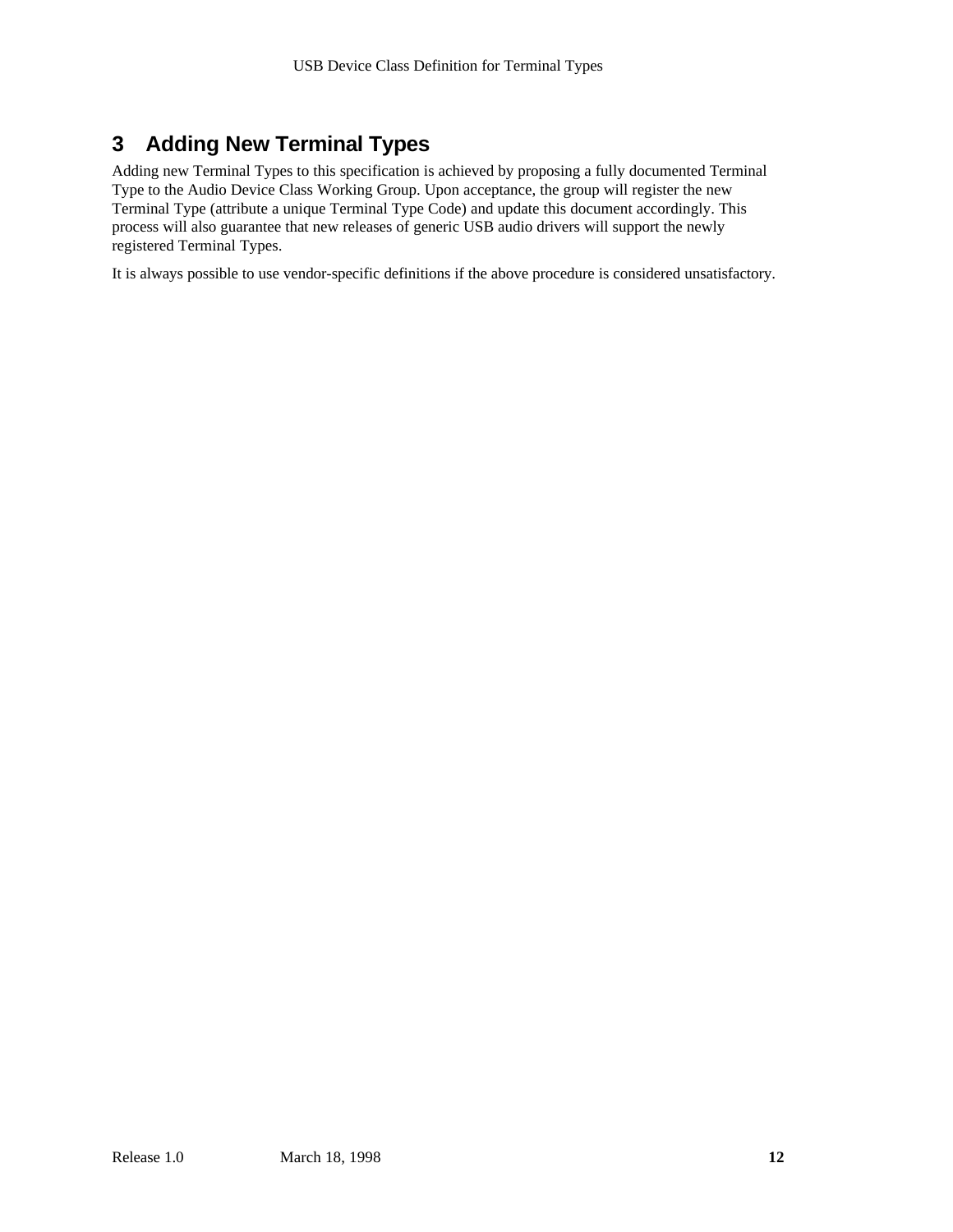# 3 Adding New Terminal Types

Adding new Terminal Types to this specification is achieved by proposing a fully documented Terminal Type to the Audio Device Class Working Group. Upon acceptance, the group will register the new Terminal Type (attribute a unique Terminal Type Code) and update this document accordingly. This process will also guarantee that new releases of generic USB audio drivers will support the newly registered Terminal Types.

It is always possible to use vendor-specific definitions if the above procedure is considered unsatisfactory.